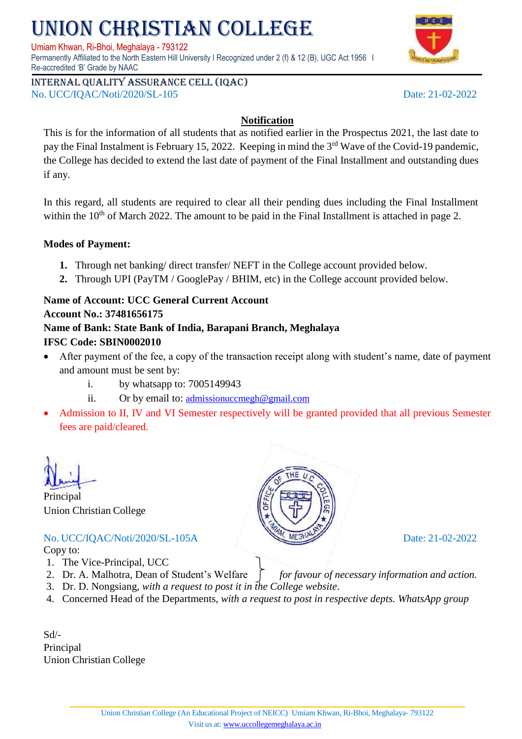# UNION CHRISTIAN COLLEGE

Umiam Khwan, Ri-Bhoi, Meghalaya - 793122

Permanently Affiliated to the North Eastern Hill University I Recognized under 2 (f) & 12 (B), UGC Act 1956 I Re-accredited 'B' Grade by NAAC

INTERNAL QUALITY ASSURANCE CELL (IQAC)

No. UCC/IQAC/Noti/2020/SL-105 Date: 21-02-2022

## Notification

This is for the information of all students that as notified earlier in the Prospectus 2021, the last date to pay the Final Instalment is February 15, 2022. Keeping in mind the 3rd Wave of the Covid-19 pandemic, the College has decided to extend the last date of payment of the Final Installment and outstanding dues if any.

In this regard, all students are required to clear all their pending dues including the Final Installment within the 10th of March 2022. The amount to be paid in the Final Installment is attached in page 2.

**Modes of Payment:**

1. Through net banking/ direct transfer/ NEFT in the College account provided below.
2. Through UPI (PayTM / GooglePay / BHIM, etc) in the College account provided below.

**Name of Account: UCC General Current Account**
**Account No.: 37481656175**
**Name of Bank: State Bank of India, Barapani Branch, Meghalaya**
**IFSC Code: SBIN0002010**

- After payment of the fee, a copy of the transaction receipt along with student's name, date of payment and amount must be sent by:
  - i. by whatsapp to: 7005149943
  - ii. Or by email to: admissionuccmegh@gmail.com
- Admission to II, IV and VI Semester respectively will be granted provided that all previous Semester fees are paid/cleared.

Principal
Union Christian College

No. UCC/IQAC/Noti/2020/SL-105A Date: 21-02-2022

Copy to:

1. The Vice-Principal, UCC
2. Dr. A. Malhotra, Dean of Student's Welfare } *for favour of necessary information and action.*
3. Dr. D. Nongsiang, *with a request to post it in the College website*.
4. Concerned Head of the Departments, *with a request to post in respective depts. WhatsApp group*

Sd/-
Principal
Union Christian College

Union Christian College (An Educational Project of NEICC) Umiam Khwan, Ri-Bhoi, Meghalaya- 793122
Visit us at: www.uccollegemeghalaya.ac.in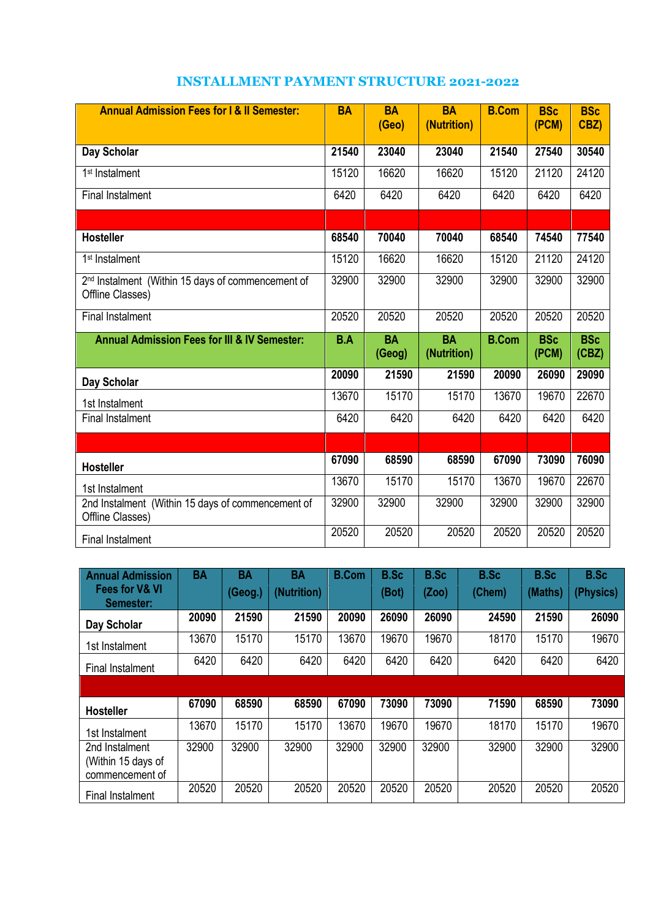# INSTALLMENT PAYMENT STRUCTURE 2021-2022

| Annual Admission Fees for I & II Semester: | BA | BA (Geo) | BA (Nutrition) | B.Com | BSc (PCM) | BSc CBZ) |
|---|---|---|---|---|---|---|
| **Day Scholar** | **21540** | **23040** | **23040** | **21540** | **27540** | **30540** |
| 1st Instalment | 15120 | 16620 | 16620 | 15120 | 21120 | 24120 |
| Final Instalment | 6420 | 6420 | 6420 | 6420 | 6420 | 6420 |
| | | | | | | |
| **Hosteller** | **68540** | **70040** | **70040** | **68540** | **74540** | **77540** |
| 1st Instalment | 15120 | 16620 | 16620 | 15120 | 21120 | 24120 |
| 2nd Instalment (Within 15 days of commencement of Offline Classes) | 32900 | 32900 | 32900 | 32900 | 32900 | 32900 |
| Final Instalment | 20520 | 20520 | 20520 | 20520 | 20520 | 20520 |
| **Annual Admission Fees for III & IV Semester:** | **B.A** | **BA (Geog)** | **BA (Nutrition)** | **B.Com** | **BSc (PCM)** | **BSc (CBZ)** |
| **Day Scholar** | **20090** | **21590** | **21590** | **20090** | **26090** | **29090** |
| 1st Instalment | 13670 | 15170 | 15170 | 13670 | 19670 | 22670 |
| Final Instalment | 6420 | 6420 | 6420 | 6420 | 6420 | 6420 |
| | | | | | | |
| **Hosteller** | **67090** | **68590** | **68590** | **67090** | **73090** | **76090** |
| 1st Instalment | 13670 | 15170 | 15170 | 13670 | 19670 | 22670 |
| 2nd Instalment (Within 15 days of commencement of Offline Classes) | 32900 | 32900 | 32900 | 32900 | 32900 | 32900 |
| Final Instalment | 20520 | 20520 | 20520 | 20520 | 20520 | 20520 |

| Annual Admission Fees for V& VI Semester: | BA | BA (Geog.) | BA (Nutrition) | B.Com | B.Sc (Bot) | B.Sc (Zoo) | B.Sc (Chem) | B.Sc (Maths) | B.Sc (Physics) |
|---|---|---|---|---|---|---|---|---|---|
| **Day Scholar** | **20090** | **21590** | **21590** | **20090** | **26090** | **26090** | **24590** | **21590** | **26090** |
| 1st Instalment | 13670 | 15170 | 15170 | 13670 | 19670 | 19670 | 18170 | 15170 | 19670 |
| Final Instalment | 6420 | 6420 | 6420 | 6420 | 6420 | 6420 | 6420 | 6420 | 6420 |
| | | | | | | | | | |
| **Hosteller** | **67090** | **68590** | **68590** | **67090** | **73090** | **73090** | **71590** | **68590** | **73090** |
| 1st Instalment | 13670 | 15170 | 15170 | 13670 | 19670 | 19670 | 18170 | 15170 | 19670 |
| 2nd Instalment (Within 15 days of commencement of | 32900 | 32900 | 32900 | 32900 | 32900 | 32900 | 32900 | 32900 | 32900 |
| Final Instalment | 20520 | 20520 | 20520 | 20520 | 20520 | 20520 | 20520 | 20520 | 20520 |